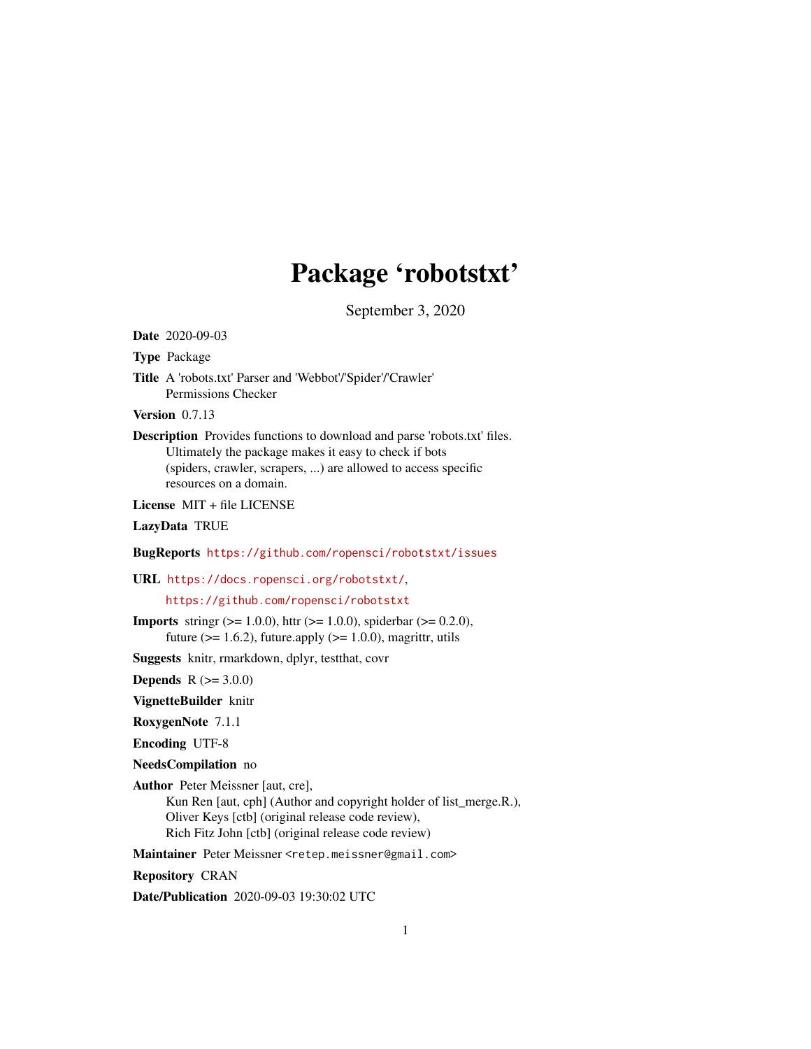# Package 'robotstxt'

September 3, 2020

**Date** 2020-09-03

**Type** Package

**Title** A 'robots.txt' Parser and 'Webbot'/'Spider'/'Crawler' Permissions Checker

**Version** 0.7.13

**Description** Provides functions to download and parse 'robots.txt' files. Ultimately the package makes it easy to check if bots (spiders, crawler, scrapers, ...) are allowed to access specific resources on a domain.

**License** MIT + file LICENSE

**LazyData** TRUE

**BugReports** https://github.com/ropensci/robotstxt/issues

**URL** https://docs.ropensci.org/robotstxt/,
https://github.com/ropensci/robotstxt

**Imports** stringr (>= 1.0.0), httr (>= 1.0.0), spiderbar (>= 0.2.0), future (>= 1.6.2), future.apply (>= 1.0.0), magrittr, utils

**Suggests** knitr, rmarkdown, dplyr, testthat, covr

**Depends** R (>= 3.0.0)

**VignetteBuilder** knitr

**RoxygenNote** 7.1.1

**Encoding** UTF-8

**NeedsCompilation** no

**Author** Peter Meissner [aut, cre],
Kun Ren [aut, cph] (Author and copyright holder of list_merge.R.),
Oliver Keys [ctb] (original release code review),
Rich Fitz John [ctb] (original release code review)

**Maintainer** Peter Meissner <retep.meissner@gmail.com>

**Repository** CRAN

**Date/Publication** 2020-09-03 19:30:02 UTC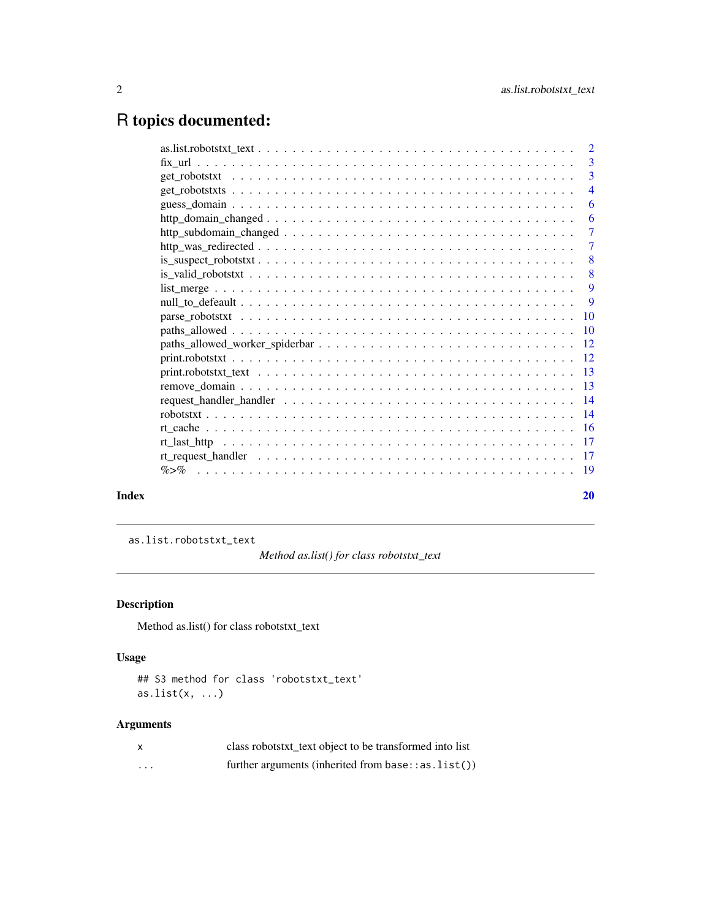# R topics documented:

| | |
|---|---|
| as.list.robotstxt_text | 2 |
| fix_url | 3 |
| get_robotstxt | 3 |
| get_robotstxts | 4 |
| guess_domain | 6 |
| http_domain_changed | 6 |
| http_subdomain_changed | 7 |
| http_was_redirected | 7 |
| is_suspect_robotstxt | 8 |
| is_valid_robotstxt | 8 |
| list_merge | 9 |
| null_to_defeault | 9 |
| parse_robotstxt | 10 |
| paths_allowed | 10 |
| paths_allowed_worker_spiderbar | 12 |
| print.robotstxt | 12 |
| print.robotstxt_text | 13 |
| remove_domain | 13 |
| request_handler_handler | 14 |
| robotstxt | 14 |
| rt_cache | 16 |
| rt_last_http | 17 |
| rt_request_handler | 17 |
| %>% | 19 |

**Index** **20**

---

`as.list.robotstxt_text` *Method as.list() for class robotstxt_text*

---

## Description

Method as.list() for class robotstxt_text

## Usage

```
## S3 method for class 'robotstxt_text'
as.list(x, ...)
```

## Arguments

| | |
|---|---|
| x | class robotstxt_text object to be transformed into list |
| ... | further arguments (inherited from `base::as.list()`) |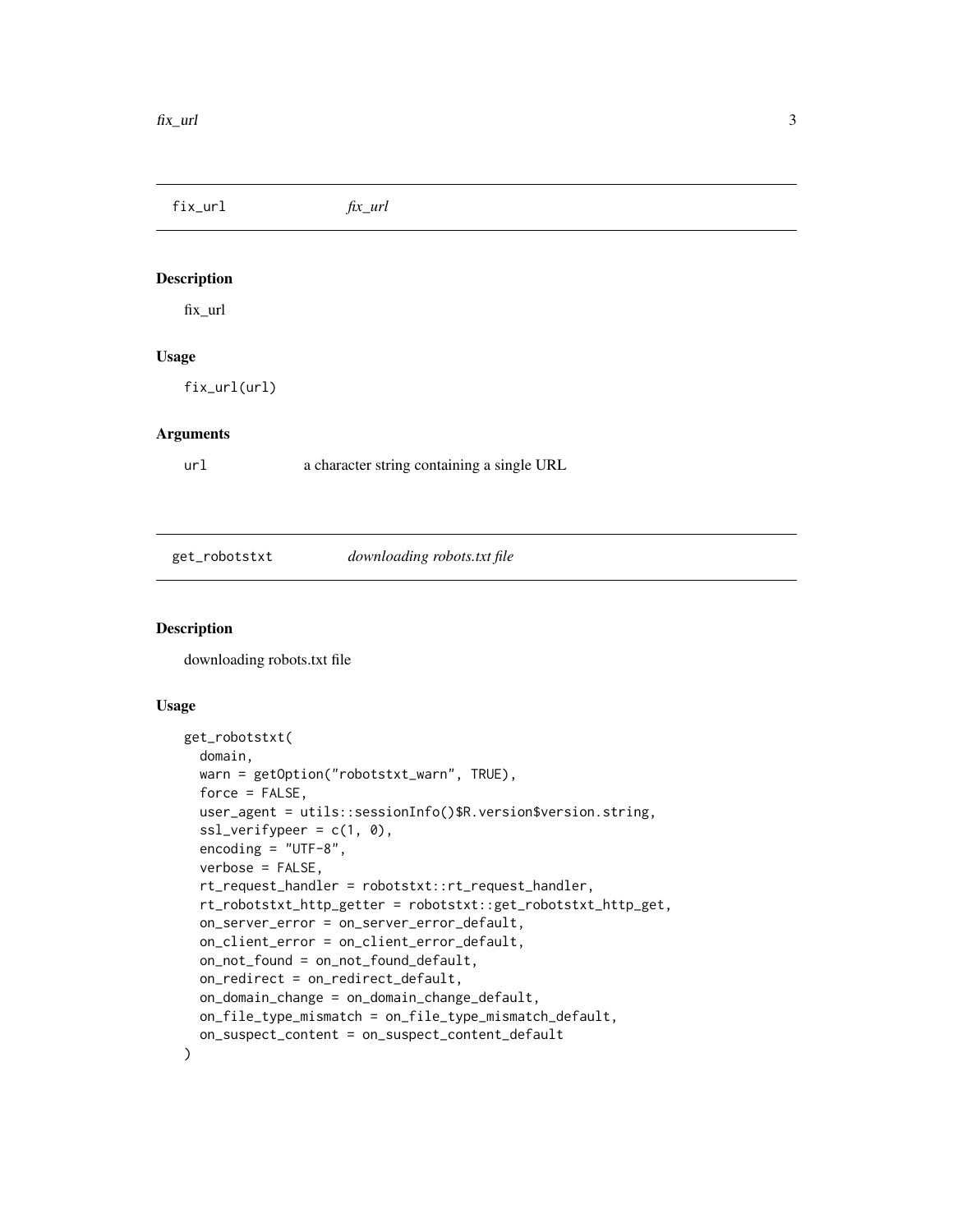## fix_url *fix_url*

### Description

fix_url

### Usage

```
fix_url(url)
```

### Arguments

| | |
|---|---|
| url | a character string containing a single URL |

## get_robotstxt *downloading robots.txt file*

### Description

downloading robots.txt file

### Usage

```
get_robotstxt(
  domain,
  warn = getOption("robotstxt_warn", TRUE),
  force = FALSE,
  user_agent = utils::sessionInfo()$R.version$version.string,
  ssl_verifypeer = c(1, 0),
  encoding = "UTF-8",
  verbose = FALSE,
  rt_request_handler = robotstxt::rt_request_handler,
  rt_robotstxt_http_getter = robotstxt::get_robotstxt_http_get,
  on_server_error = on_server_error_default,
  on_client_error = on_client_error_default,
  on_not_found = on_not_found_default,
  on_redirect = on_redirect_default,
  on_domain_change = on_domain_change_default,
  on_file_type_mismatch = on_file_type_mismatch_default,
  on_suspect_content = on_suspect_content_default
)
```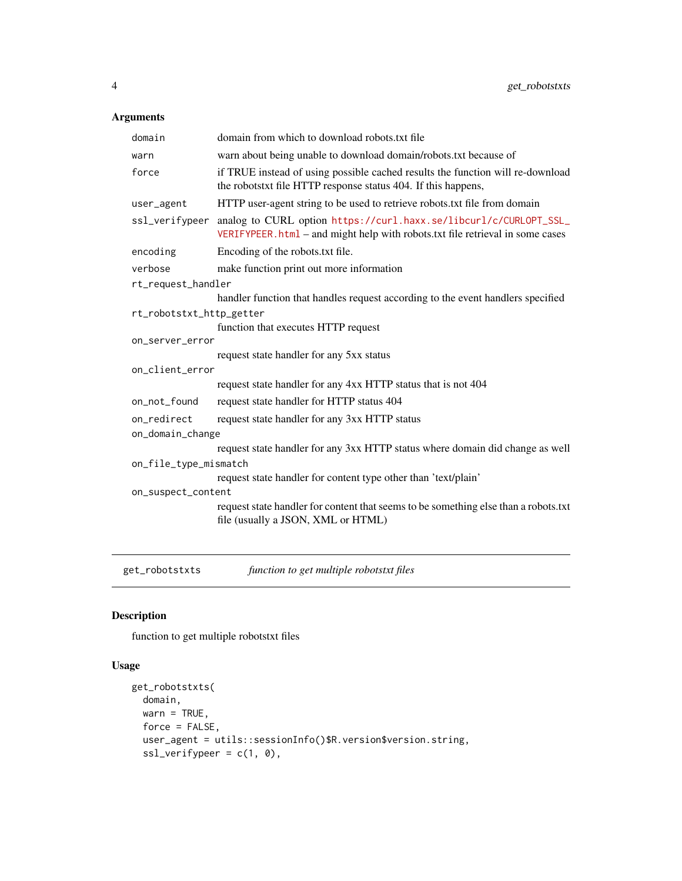### Arguments

| | |
|---|---|
| `domain` | domain from which to download robots.txt file |
| `warn` | warn about being unable to download domain/robots.txt because of |
| `force` | if TRUE instead of using possible cached results the function will re-download the robotstxt file HTTP response status 404. If this happens, |
| `user_agent` | HTTP user-agent string to be used to retrieve robots.txt file from domain |
| `ssl_verifypeer` | analog to CURL option https://curl.haxx.se/libcurl/c/CURLOPT_SSL_VERIFYPEER.html – and might help with robots.txt file retrieval in some cases |
| `encoding` | Encoding of the robots.txt file. |
| `verbose` | make function print out more information |
| `rt_request_handler` | handler function that handles request according to the event handlers specified |
| `rt_robotstxt_http_getter` | function that executes HTTP request |
| `on_server_error` | request state handler for any 5xx status |
| `on_client_error` | request state handler for any 4xx HTTP status that is not 404 |
| `on_not_found` | request state handler for HTTP status 404 |
| `on_redirect` | request state handler for any 3xx HTTP status |
| `on_domain_change` | request state handler for any 3xx HTTP status where domain did change as well |
| `on_file_type_mismatch` | request state handler for content type other than 'text/plain' |
| `on_suspect_content` | request state handler for content that seems to be something else than a robots.txt file (usually a JSON, XML or HTML) |

---

`get_robotstxts` *function to get multiple robotstxt files*

---

### Description

function to get multiple robotstxt files

### Usage

```
get_robotstxts(
  domain,
  warn = TRUE,
  force = FALSE,
  user_agent = utils::sessionInfo()$R.version$version.string,
  ssl_verifypeer = c(1, 0),
```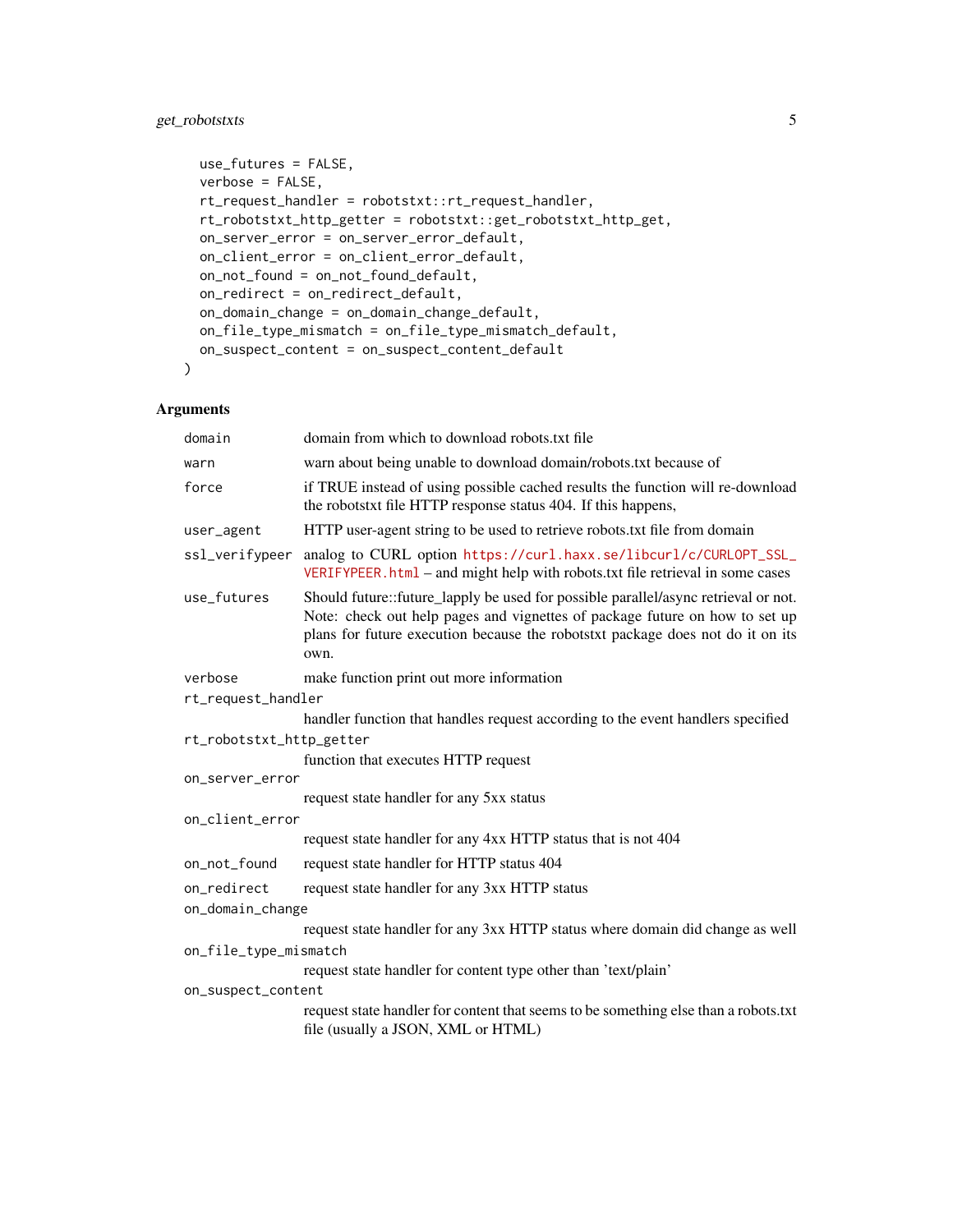```
  use_futures = FALSE,
  verbose = FALSE,
  rt_request_handler = robotstxt::rt_request_handler,
  rt_robotstxt_http_getter = robotstxt::get_robotstxt_http_get,
  on_server_error = on_server_error_default,
  on_client_error = on_client_error_default,
  on_not_found = on_not_found_default,
  on_redirect = on_redirect_default,
  on_domain_change = on_domain_change_default,
  on_file_type_mismatch = on_file_type_mismatch_default,
  on_suspect_content = on_suspect_content_default
)
```

## Arguments

| Argument | Description |
|---|---|
| `domain` | domain from which to download robots.txt file |
| `warn` | warn about being unable to download domain/robots.txt because of |
| `force` | if TRUE instead of using possible cached results the function will re-download the robotstxt file HTTP response status 404. If this happens, |
| `user_agent` | HTTP user-agent string to be used to retrieve robots.txt file from domain |
| `ssl_verifypeer` | analog to CURL option https://curl.haxx.se/libcurl/c/CURLOPT_SSL_VERIFYPEER.html – and might help with robots.txt file retrieval in some cases |
| `use_futures` | Should future::future_lapply be used for possible parallel/async retrieval or not. Note: check out help pages and vignettes of package future on how to set up plans for future execution because the robotstxt package does not do it on its own. |
| `verbose` | make function print out more information |
| `rt_request_handler` | handler function that handles request according to the event handlers specified |
| `rt_robotstxt_http_getter` | function that executes HTTP request |
| `on_server_error` | request state handler for any 5xx status |
| `on_client_error` | request state handler for any 4xx HTTP status that is not 404 |
| `on_not_found` | request state handler for HTTP status 404 |
| `on_redirect` | request state handler for any 3xx HTTP status |
| `on_domain_change` | request state handler for any 3xx HTTP status where domain did change as well |
| `on_file_type_mismatch` | request state handler for content type other than 'text/plain' |
| `on_suspect_content` | request state handler for content that seems to be something else than a robots.txt file (usually a JSON, XML or HTML) |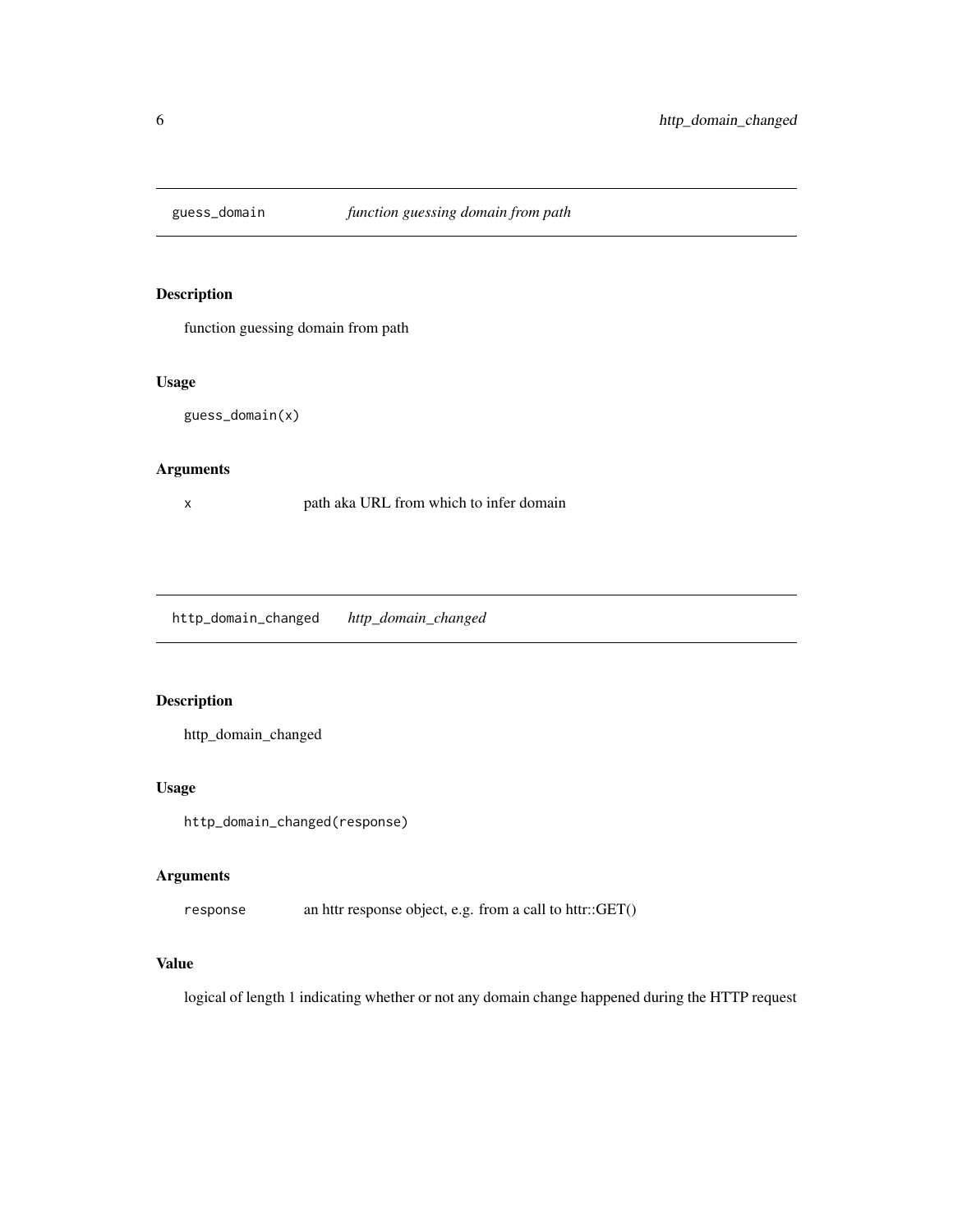## guess_domain *function guessing domain from path*

### Description

function guessing domain from path

### Usage

```
guess_domain(x)
```

### Arguments

| | |
|---|---|
| x | path aka URL from which to infer domain |

## http_domain_changed *http_domain_changed*

### Description

http_domain_changed

### Usage

```
http_domain_changed(response)
```

### Arguments

| | |
|---|---|
| response | an httr response object, e.g. from a call to httr::GET() |

### Value

logical of length 1 indicating whether or not any domain change happened during the HTTP request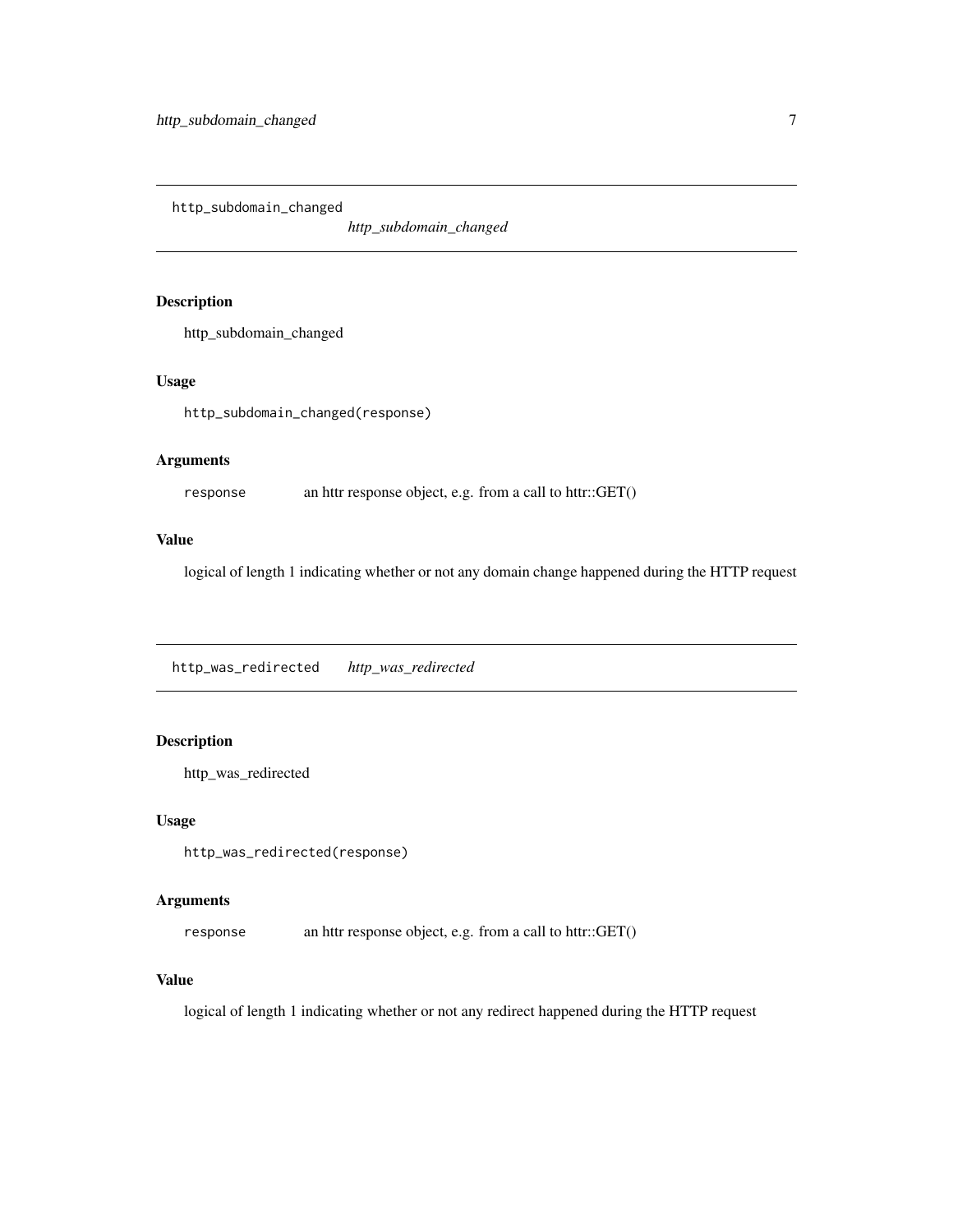## http_subdomain_changed  *http_subdomain_changed*

### Description

http_subdomain_changed

### Usage

```
http_subdomain_changed(response)
```

### Arguments

| | |
|---|---|
| `response` | an httr response object, e.g. from a call to httr::GET() |

### Value

logical of length 1 indicating whether or not any domain change happened during the HTTP request

## http_was_redirected  *http_was_redirected*

### Description

http_was_redirected

### Usage

```
http_was_redirected(response)
```

### Arguments

| | |
|---|---|
| `response` | an httr response object, e.g. from a call to httr::GET() |

### Value

logical of length 1 indicating whether or not any redirect happened during the HTTP request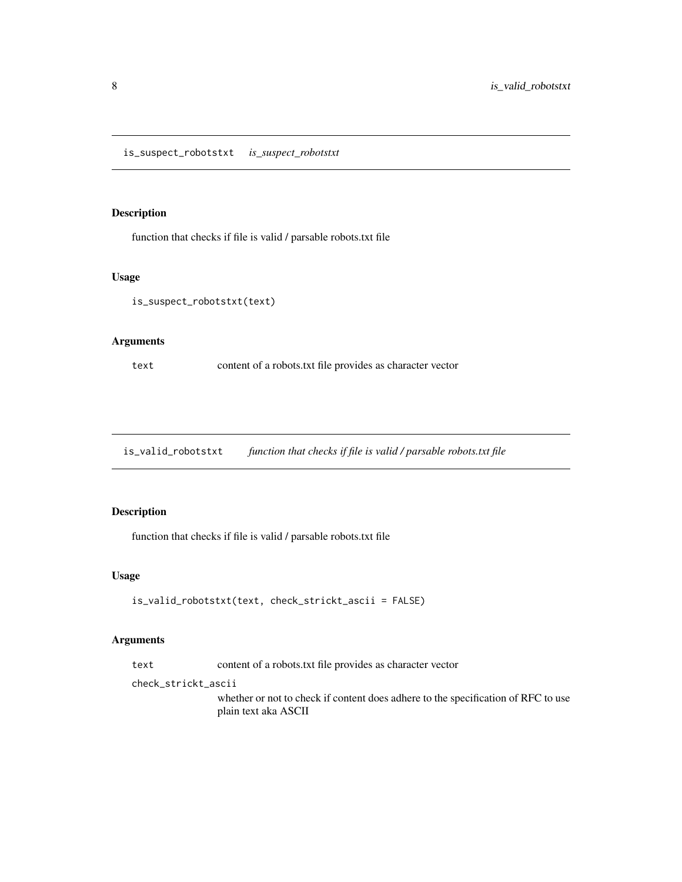## is_suspect_robotstxt *is_suspect_robotstxt*

### Description

function that checks if file is valid / parsable robots.txt file

### Usage

```
is_suspect_robotstxt(text)
```

### Arguments

| | |
|---|---|
| `text` | content of a robots.txt file provides as character vector |

## is_valid_robotstxt *function that checks if file is valid / parsable robots.txt file*

### Description

function that checks if file is valid / parsable robots.txt file

### Usage

```
is_valid_robotstxt(text, check_strickt_ascii = FALSE)
```

### Arguments

| | |
|---|---|
| `text` | content of a robots.txt file provides as character vector |
| `check_strickt_ascii` | whether or not to check if content does adhere to the specification of RFC to use plain text aka ASCII |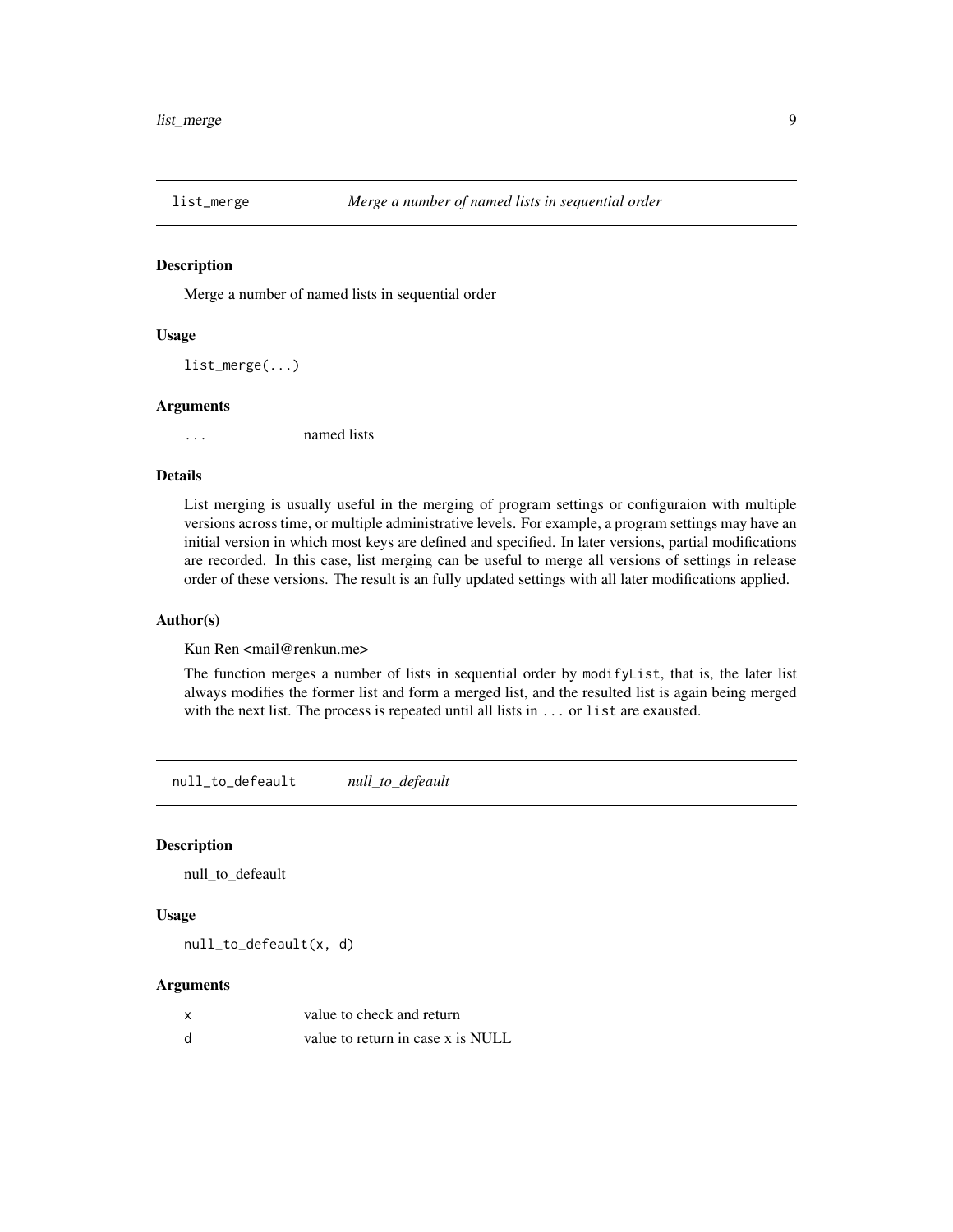## list_merge — *Merge a number of named lists in sequential order*

### Description

Merge a number of named lists in sequential order

### Usage

```
list_merge(...)
```

### Arguments

| | |
|---|---|
| ... | named lists |

### Details

List merging is usually useful in the merging of program settings or configuraion with multiple versions across time, or multiple administrative levels. For example, a program settings may have an initial version in which most keys are defined and specified. In later versions, partial modifications are recorded. In this case, list merging can be useful to merge all versions of settings in release order of these versions. The result is an fully updated settings with all later modifications applied.

### Author(s)

Kun Ren <mail@renkun.me>

The function merges a number of lists in sequential order by `modifyList`, that is, the later list always modifies the former list and form a merged list, and the resulted list is again being merged with the next list. The process is repeated until all lists in `...` or `list` are exausted.

## null_to_defeault — *null_to_defeault*

### Description

null_to_defeault

### Usage

```
null_to_defeault(x, d)
```

### Arguments

| | |
|---|---|
| x | value to check and return |
| d | value to return in case x is NULL |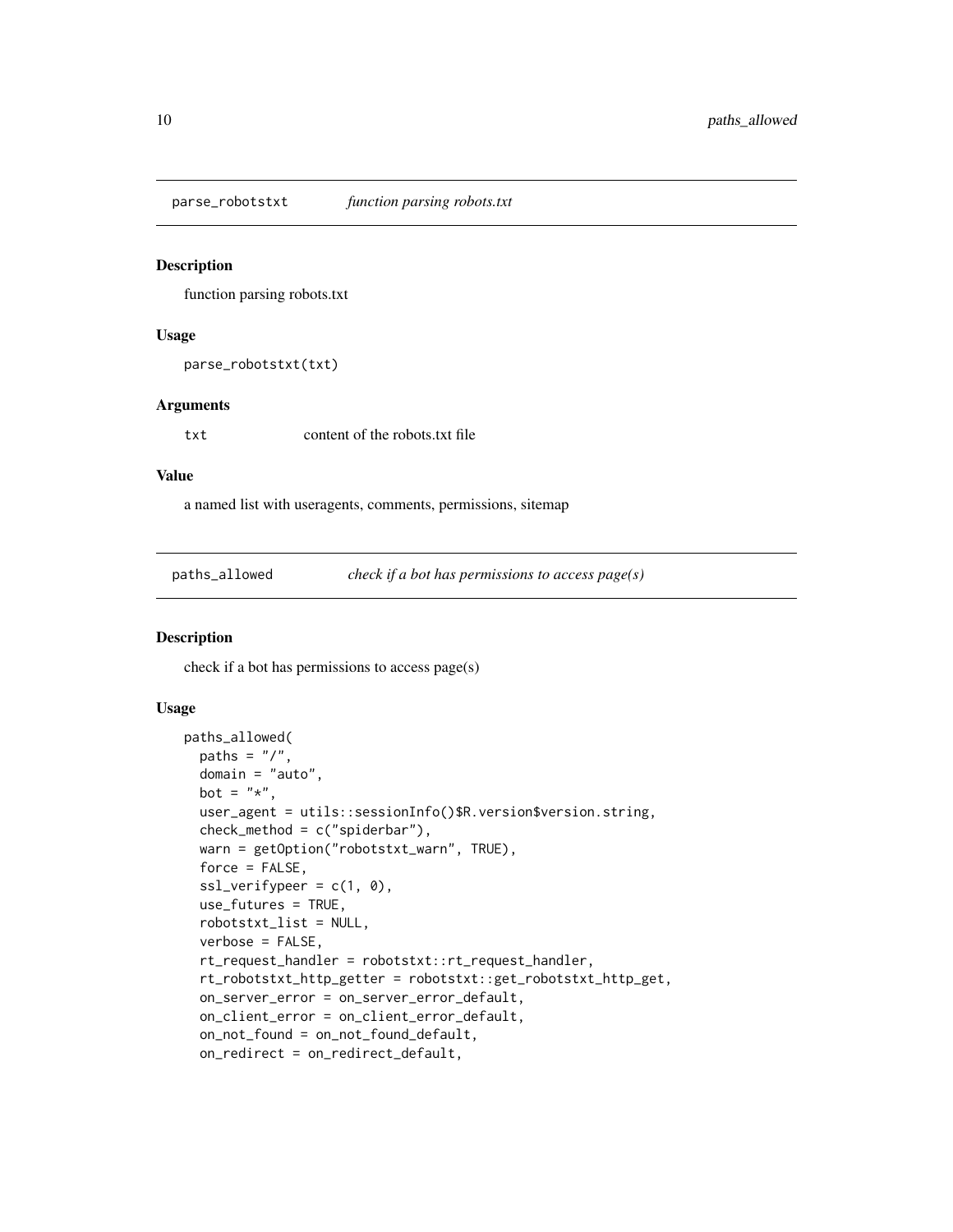## parse_robotstxt *function parsing robots.txt*

### Description

function parsing robots.txt

### Usage

```
parse_robotstxt(txt)
```

### Arguments

| | |
|---|---|
| txt | content of the robots.txt file |

### Value

a named list with useragents, comments, permissions, sitemap

## paths_allowed *check if a bot has permissions to access page(s)*

### Description

check if a bot has permissions to access page(s)

### Usage

```
paths_allowed(
  paths = "/",
  domain = "auto",
  bot = "*",
  user_agent = utils::sessionInfo()$R.version$version.string,
  check_method = c("spiderbar"),
  warn = getOption("robotstxt_warn", TRUE),
  force = FALSE,
  ssl_verifypeer = c(1, 0),
  use_futures = TRUE,
  robotstxt_list = NULL,
  verbose = FALSE,
  rt_request_handler = robotstxt::rt_request_handler,
  rt_robotstxt_http_getter = robotstxt::get_robotstxt_http_get,
  on_server_error = on_server_error_default,
  on_client_error = on_client_error_default,
  on_not_found = on_not_found_default,
  on_redirect = on_redirect_default,
```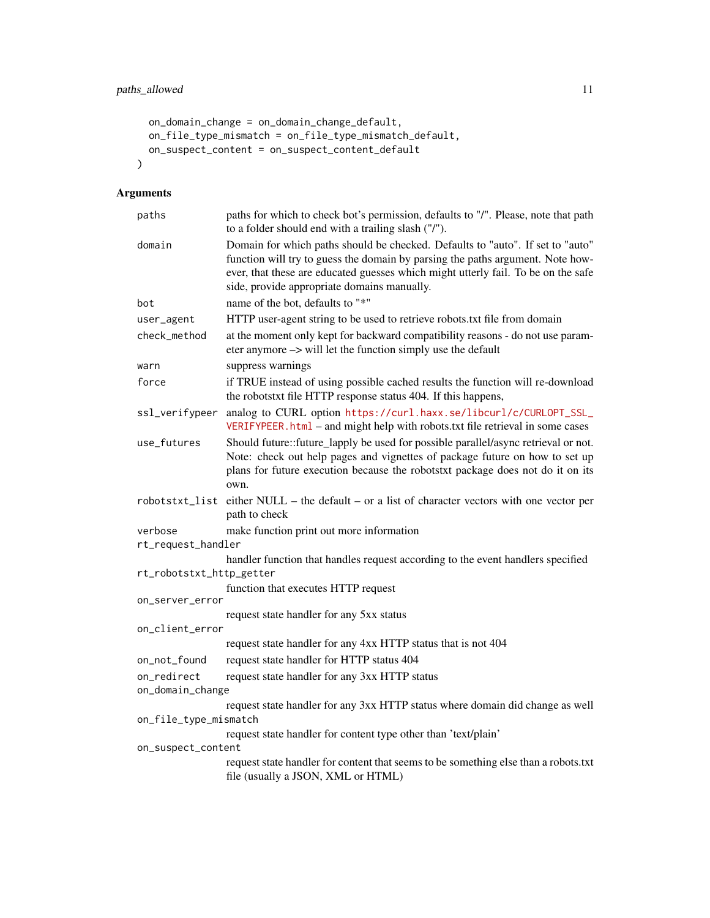```
  on_domain_change = on_domain_change_default,
  on_file_type_mismatch = on_file_type_mismatch_default,
  on_suspect_content = on_suspect_content_default
)
```

## Arguments

| | |
|---|---|
| `paths` | paths for which to check bot's permission, defaults to "/". Please, note that path to a folder should end with a trailing slash ("/"). |
| `domain` | Domain for which paths should be checked. Defaults to "auto". If set to "auto" function will try to guess the domain by parsing the paths argument. Note however, that these are educated guesses which might utterly fail. To be on the safe side, provide appropriate domains manually. |
| `bot` | name of the bot, defaults to "*" |
| `user_agent` | HTTP user-agent string to be used to retrieve robots.txt file from domain |
| `check_method` | at the moment only kept for backward compatibility reasons - do not use parameter anymore –> will let the function simply use the default |
| `warn` | suppress warnings |
| `force` | if TRUE instead of using possible cached results the function will re-download the robotstxt file HTTP response status 404. If this happens, |
| `ssl_verifypeer` | analog to CURL option `https://curl.haxx.se/libcurl/c/CURLOPT_SSL_VERIFYPEER.html` – and might help with robots.txt file retrieval in some cases |
| `use_futures` | Should future::future_lapply be used for possible parallel/async retrieval or not. Note: check out help pages and vignettes of package future on how to set up plans for future execution because the robotstxt package does not do it on its own. |
| `robotstxt_list` | either NULL – the default – or a list of character vectors with one vector per path to check |
| `verbose` | make function print out more information |
| `rt_request_handler` | handler function that handles request according to the event handlers specified |
| `rt_robotstxt_http_getter` | function that executes HTTP request |
| `on_server_error` | request state handler for any 5xx status |
| `on_client_error` | request state handler for any 4xx HTTP status that is not 404 |
| `on_not_found` | request state handler for HTTP status 404 |
| `on_redirect` | request state handler for any 3xx HTTP status |
| `on_domain_change` | request state handler for any 3xx HTTP status where domain did change as well |
| `on_file_type_mismatch` | request state handler for content type other than 'text/plain' |
| `on_suspect_content` | request state handler for content that seems to be something else than a robots.txt file (usually a JSON, XML or HTML) |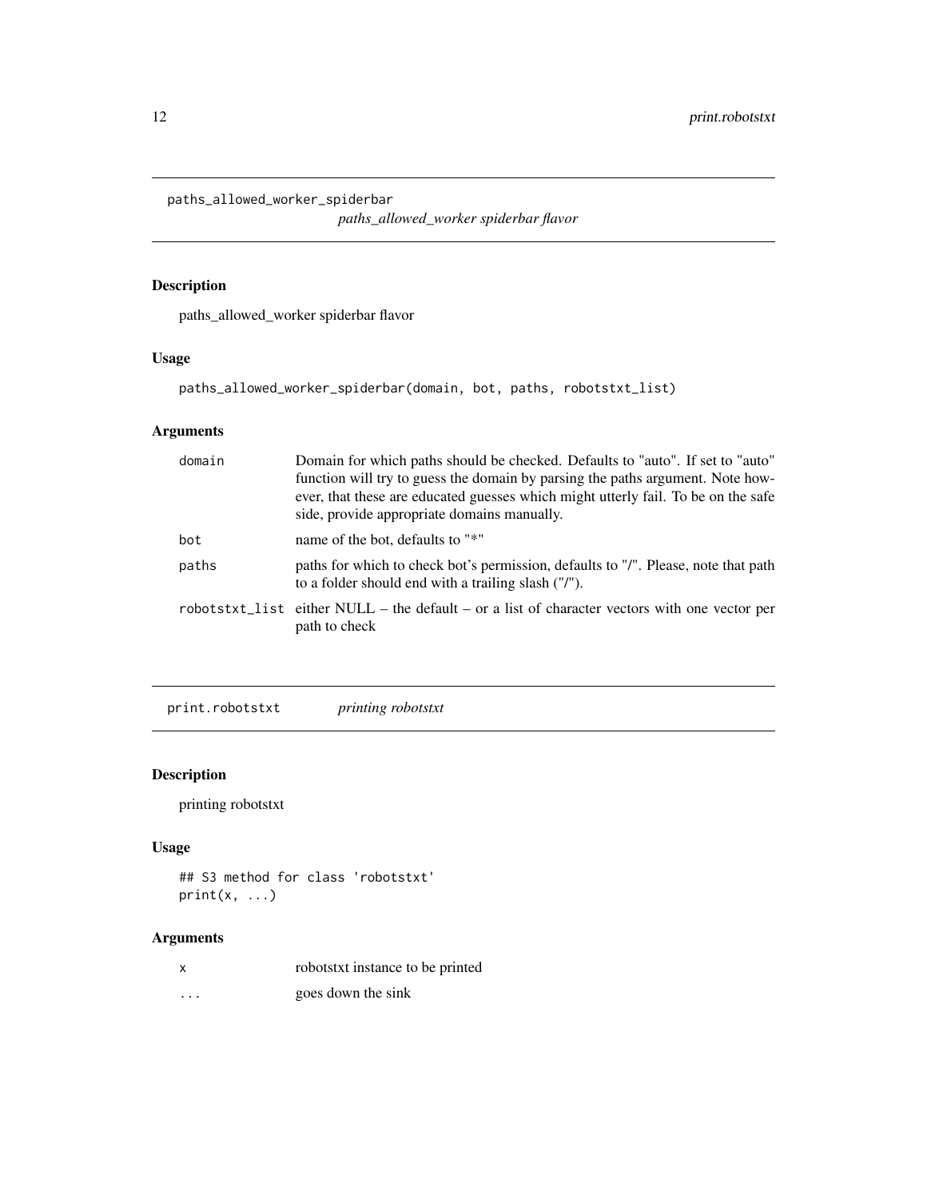## paths_allowed_worker_spiderbar

*paths_allowed_worker spiderbar flavor*

### Description

paths_allowed_worker spiderbar flavor

### Usage

```
paths_allowed_worker_spiderbar(domain, bot, paths, robotstxt_list)
```

### Arguments

| | |
|---|---|
| domain | Domain for which paths should be checked. Defaults to "auto". If set to "auto" function will try to guess the domain by parsing the paths argument. Note however, that these are educated guesses which might utterly fail. To be on the safe side, provide appropriate domains manually. |
| bot | name of the bot, defaults to "*" |
| paths | paths for which to check bot's permission, defaults to "/". Please, note that path to a folder should end with a trailing slash ("/"). |
| robotstxt_list | either NULL – the default – or a list of character vectors with one vector per path to check |

## print.robotstxt

*printing robotstxt*

### Description

printing robotstxt

### Usage

```
## S3 method for class 'robotstxt'
print(x, ...)
```

### Arguments

| | |
|---|---|
| x | robotstxt instance to be printed |
| ... | goes down the sink |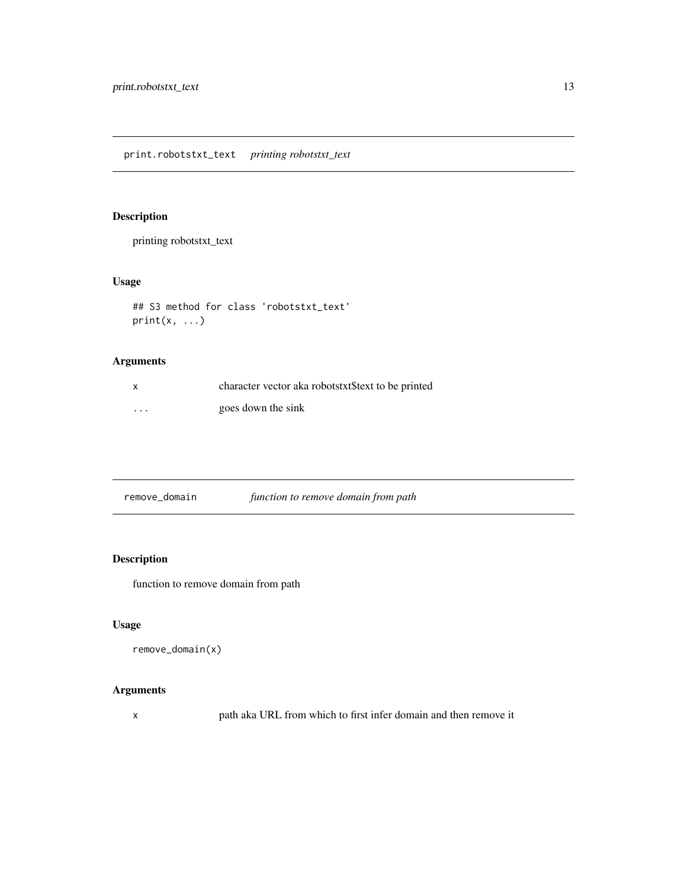## print.robotstxt_text *printing robotstxt_text*

### Description

printing robotstxt_text

### Usage

```
## S3 method for class 'robotstxt_text'
print(x, ...)
```

### Arguments

| | |
|---|---|
| x | character vector aka robotstxt$text to be printed |
| ... | goes down the sink |

## remove_domain *function to remove domain from path*

### Description

function to remove domain from path

### Usage

```
remove_domain(x)
```

### Arguments

| | |
|---|---|
| x | path aka URL from which to first infer domain and then remove it |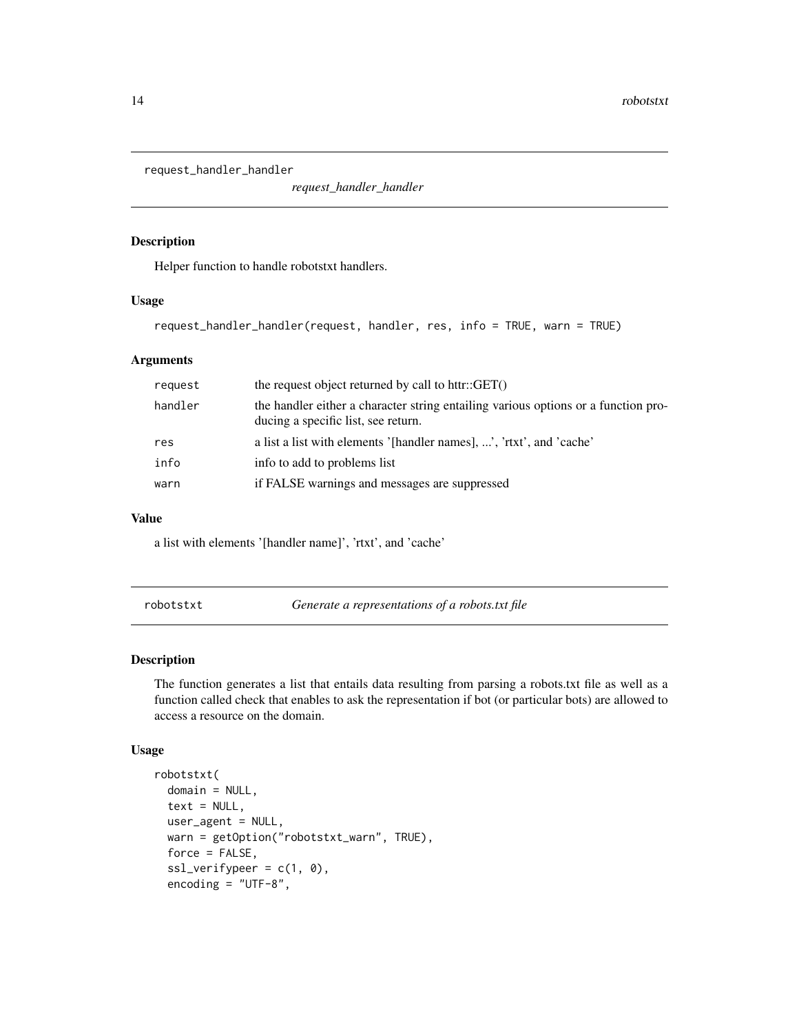## request_handler_handler

*request_handler_handler*

### Description

Helper function to handle robotstxt handlers.

### Usage

```
request_handler_handler(request, handler, res, info = TRUE, warn = TRUE)
```

### Arguments

| | |
|---|---|
| request | the request object returned by call to httr::GET() |
| handler | the handler either a character string entailing various options or a function producing a specific list, see return. |
| res | a list a list with elements '[handler names], ...', 'rtxt', and 'cache' |
| info | info to add to problems list |
| warn | if FALSE warnings and messages are suppressed |

### Value

a list with elements '[handler name]', 'rtxt', and 'cache'

## robotstxt

*Generate a representations of a robots.txt file*

### Description

The function generates a list that entails data resulting from parsing a robots.txt file as well as a function called check that enables to ask the representation if bot (or particular bots) are allowed to access a resource on the domain.

### Usage

```
robotstxt(
  domain = NULL,
  text = NULL,
  user_agent = NULL,
  warn = getOption("robotstxt_warn", TRUE),
  force = FALSE,
  ssl_verifypeer = c(1, 0),
  encoding = "UTF-8",
```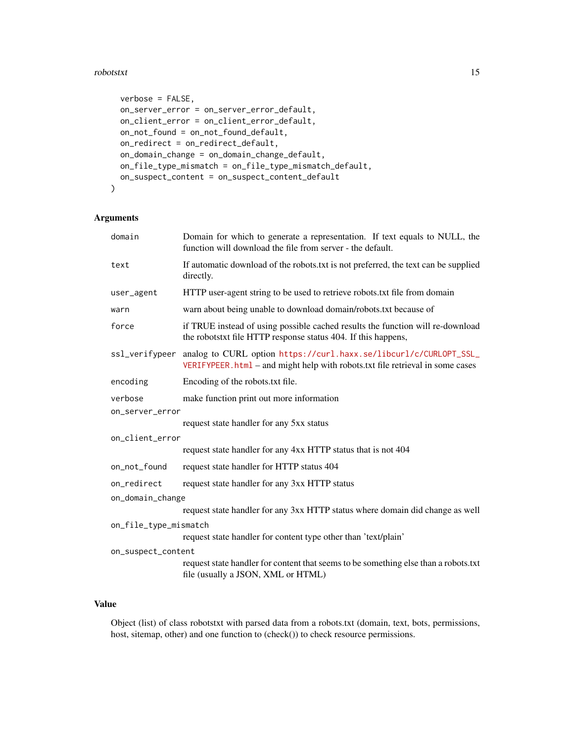```
  verbose = FALSE,
  on_server_error = on_server_error_default,
  on_client_error = on_client_error_default,
  on_not_found = on_not_found_default,
  on_redirect = on_redirect_default,
  on_domain_change = on_domain_change_default,
  on_file_type_mismatch = on_file_type_mismatch_default,
  on_suspect_content = on_suspect_content_default
)
```

## Arguments

| | |
|---|---|
| `domain` | Domain for which to generate a representation. If text equals to NULL, the function will download the file from server - the default. |
| `text` | If automatic download of the robots.txt is not preferred, the text can be supplied directly. |
| `user_agent` | HTTP user-agent string to be used to retrieve robots.txt file from domain |
| `warn` | warn about being unable to download domain/robots.txt because of |
| `force` | if TRUE instead of using possible cached results the function will re-download the robotstxt file HTTP response status 404. If this happens, |
| `ssl_verifypeer` | analog to CURL option https://curl.haxx.se/libcurl/c/CURLOPT_SSL_VERIFYPEER.html – and might help with robots.txt file retrieval in some cases |
| `encoding` | Encoding of the robots.txt file. |
| `verbose` | make function print out more information |
| `on_server_error` | request state handler for any 5xx status |
| `on_client_error` | request state handler for any 4xx HTTP status that is not 404 |
| `on_not_found` | request state handler for HTTP status 404 |
| `on_redirect` | request state handler for any 3xx HTTP status |
| `on_domain_change` | request state handler for any 3xx HTTP status where domain did change as well |
| `on_file_type_mismatch` | request state handler for content type other than 'text/plain' |
| `on_suspect_content` | request state handler for content that seems to be something else than a robots.txt file (usually a JSON, XML or HTML) |

## Value

Object (list) of class robotstxt with parsed data from a robots.txt (domain, text, bots, permissions, host, sitemap, other) and one function to (check()) to check resource permissions.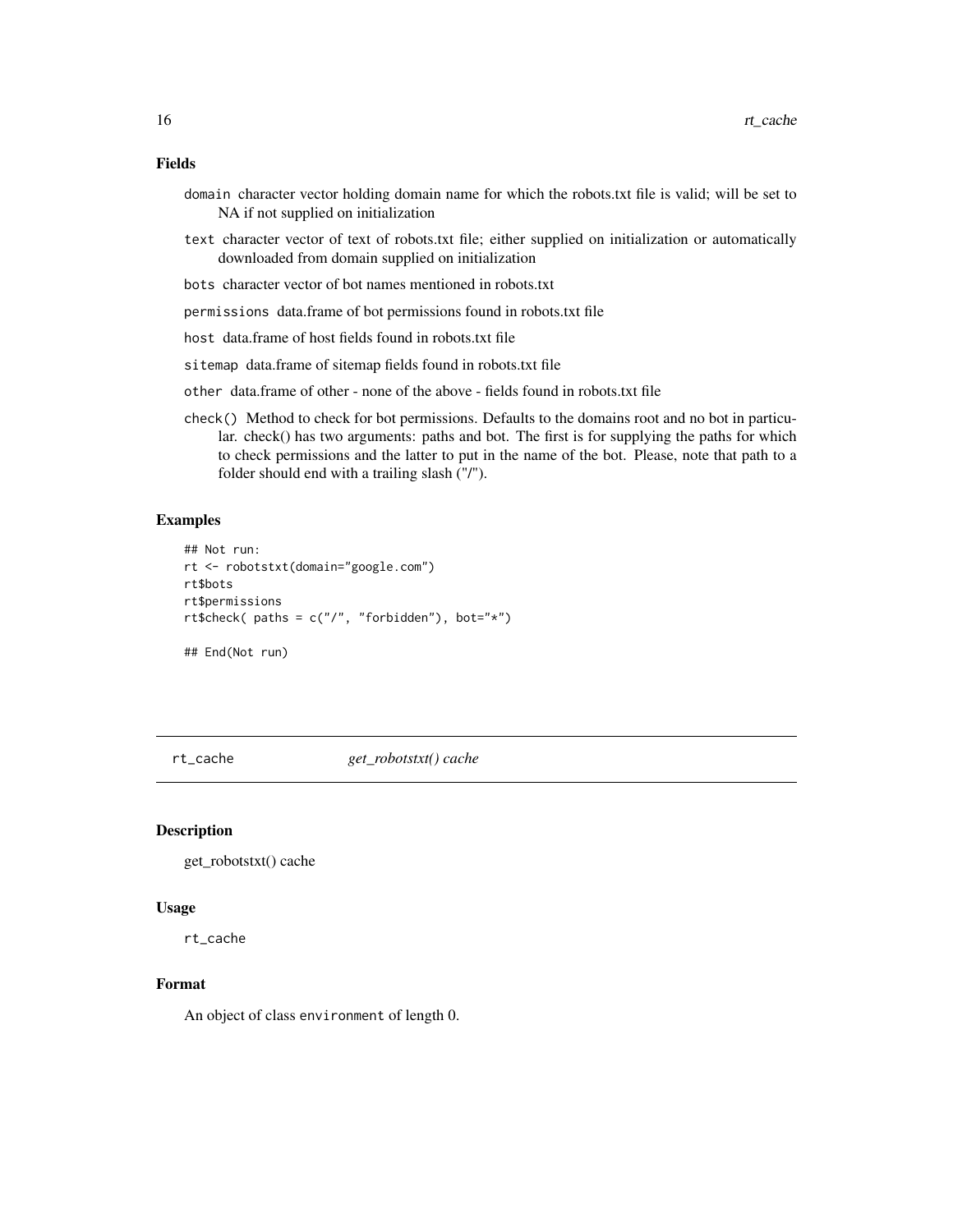### Fields

`domain` character vector holding domain name for which the robots.txt file is valid; will be set to NA if not supplied on initialization

`text` character vector of text of robots.txt file; either supplied on initialization or automatically downloaded from domain supplied on initialization

`bots` character vector of bot names mentioned in robots.txt

`permissions` data.frame of bot permissions found in robots.txt file

`host` data.frame of host fields found in robots.txt file

`sitemap` data.frame of sitemap fields found in robots.txt file

`other` data.frame of other - none of the above - fields found in robots.txt file

`check()` Method to check for bot permissions. Defaults to the domains root and no bot in particular. check() has two arguments: paths and bot. The first is for supplying the paths for which to check permissions and the latter to put in the name of the bot. Please, note that path to a folder should end with a trailing slash ("/").

### Examples

```
## Not run:
rt <- robotstxt(domain="google.com")
rt$bots
rt$permissions
rt$check( paths = c("/", "forbidden"), bot="*")

## End(Not run)
```

---

## rt_cache *get_robotstxt() cache*

### Description

get_robotstxt() cache

### Usage

```
rt_cache
```

### Format

An object of class `environment` of length 0.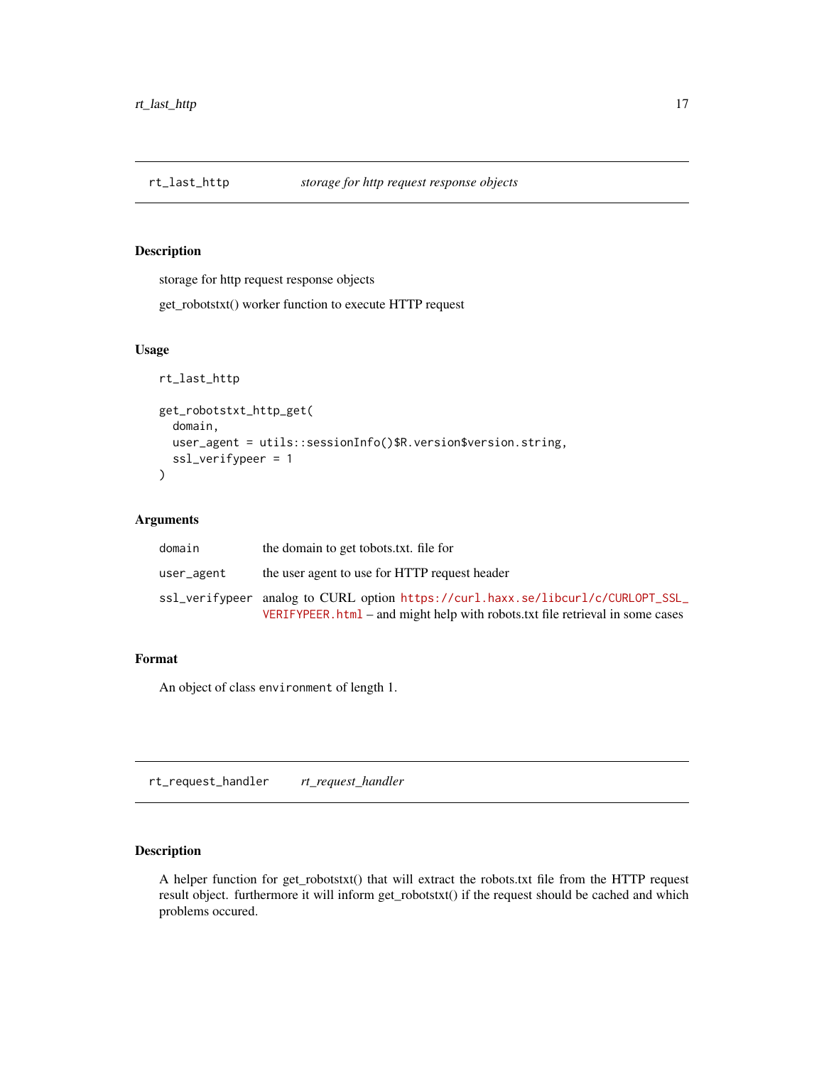## rt_last_http — *storage for http request response objects*

### Description

storage for http request response objects

get_robotstxt() worker function to execute HTTP request

### Usage

```
rt_last_http

get_robotstxt_http_get(
  domain,
  user_agent = utils::sessionInfo()$R.version$version.string,
  ssl_verifypeer = 1
)
```

### Arguments

| | |
|---|---|
| domain | the domain to get tobots.txt. file for |
| user_agent | the user agent to use for HTTP request header |
| ssl_verifypeer | analog to CURL option https://curl.haxx.se/libcurl/c/CURLOPT_SSL_VERIFYPEER.html – and might help with robots.txt file retrieval in some cases |

### Format

An object of class `environment` of length 1.

## rt_request_handler — *rt_request_handler*

### Description

A helper function for get_robotstxt() that will extract the robots.txt file from the HTTP request result object. furthermore it will inform get_robotstxt() if the request should be cached and which problems occured.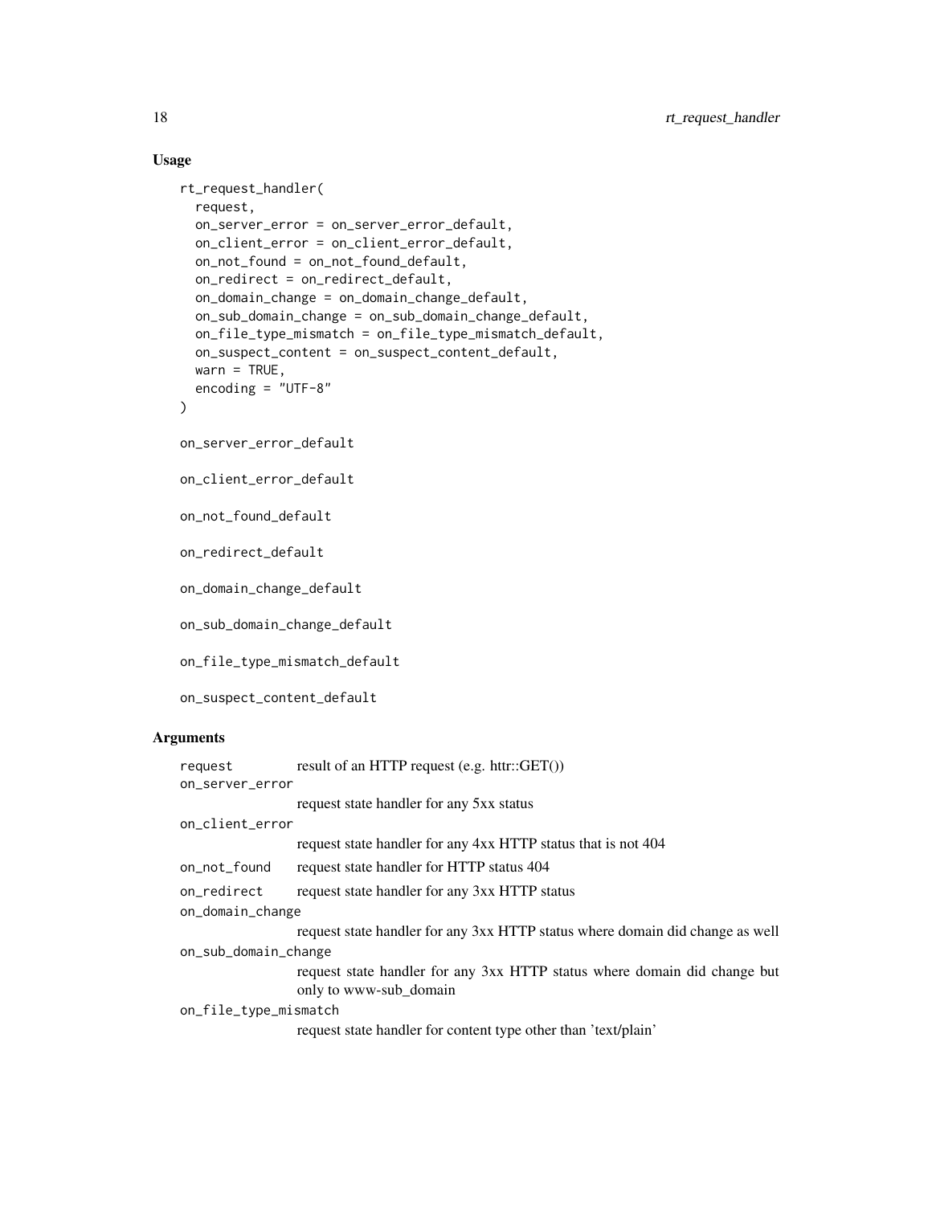## Usage

```
rt_request_handler(
  request,
  on_server_error = on_server_error_default,
  on_client_error = on_client_error_default,
  on_not_found = on_not_found_default,
  on_redirect = on_redirect_default,
  on_domain_change = on_domain_change_default,
  on_sub_domain_change = on_sub_domain_change_default,
  on_file_type_mismatch = on_file_type_mismatch_default,
  on_suspect_content = on_suspect_content_default,
  warn = TRUE,
  encoding = "UTF-8"
)

on_server_error_default

on_client_error_default

on_not_found_default

on_redirect_default

on_domain_change_default

on_sub_domain_change_default

on_file_type_mismatch_default

on_suspect_content_default
```

## Arguments

| | |
|---|---|
| `request` | result of an HTTP request (e.g. httr::GET()) |
| `on_server_error` | request state handler for any 5xx status |
| `on_client_error` | request state handler for any 4xx HTTP status that is not 404 |
| `on_not_found` | request state handler for HTTP status 404 |
| `on_redirect` | request state handler for any 3xx HTTP status |
| `on_domain_change` | request state handler for any 3xx HTTP status where domain did change as well |
| `on_sub_domain_change` | request state handler for any 3xx HTTP status where domain did change but only to www-sub_domain |
| `on_file_type_mismatch` | request state handler for content type other than 'text/plain' |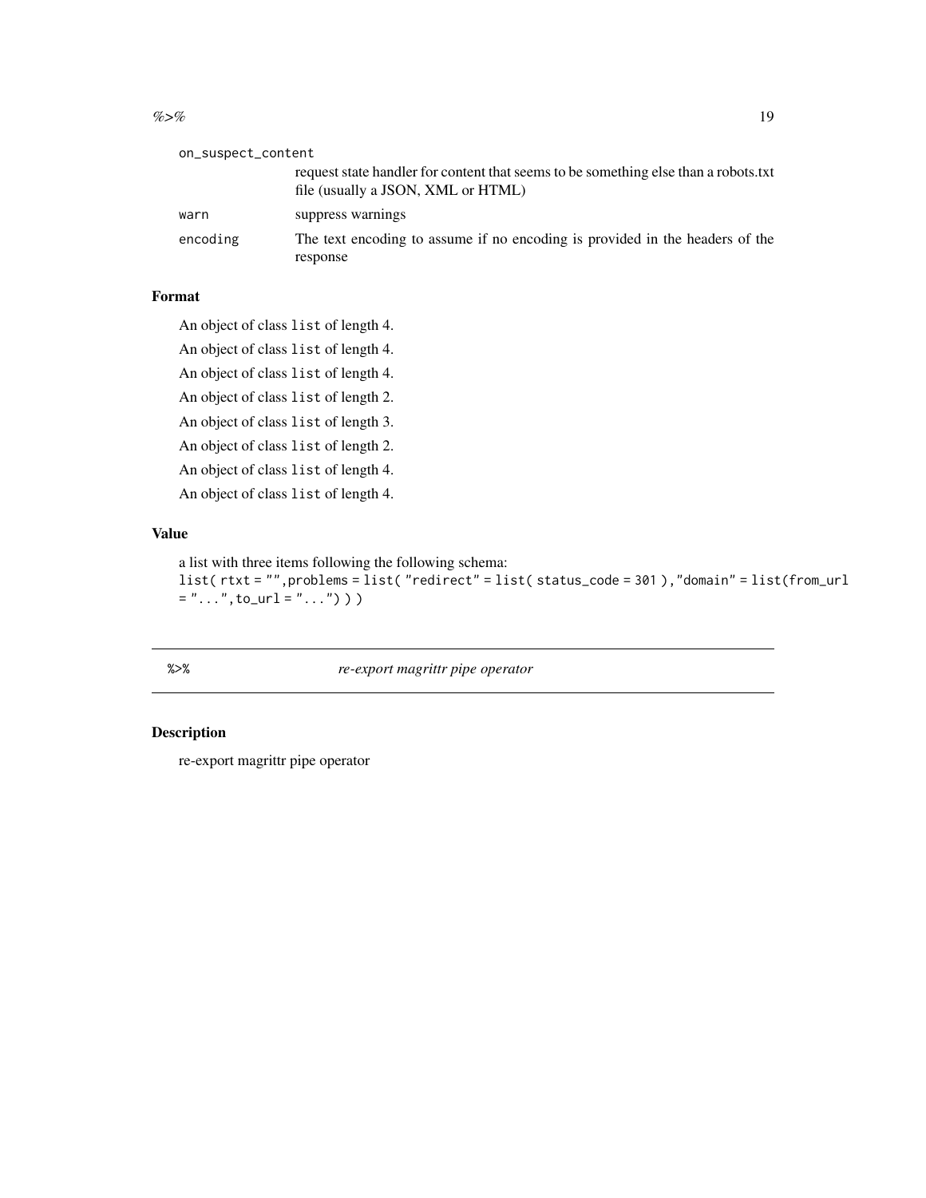| | |
|---|---|
| on_suspect_content | request state handler for content that seems to be something else than a robots.txt file (usually a JSON, XML or HTML) |
| warn | suppress warnings |
| encoding | The text encoding to assume if no encoding is provided in the headers of the response |

### Format

An object of class `list` of length 4.

An object of class `list` of length 4.

An object of class `list` of length 4.

An object of class `list` of length 2.

An object of class `list` of length 3.

An object of class `list` of length 2.

An object of class `list` of length 4.

An object of class `list` of length 4.

### Value

a list with three items following the following schema:
`list( rtxt = "",problems = list( "redirect" = list( status_code = 301 ),"domain" = list(from_url = "...",to_url = "...") ) )`

---

## `%>%` *re-export magrittr pipe operator*

---

### Description

re-export magrittr pipe operator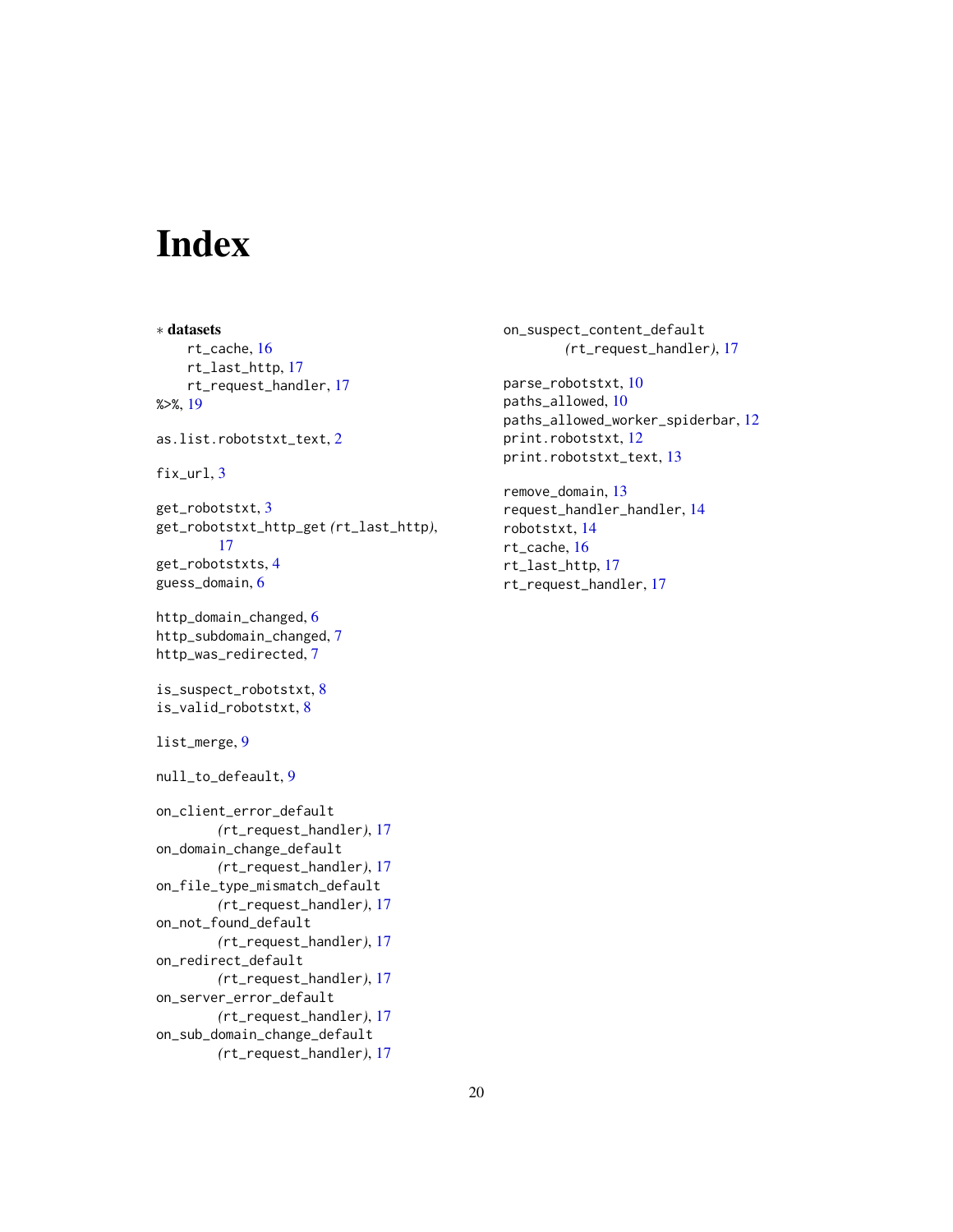# Index

∗ **datasets**
- rt_cache, 16
- rt_last_http, 17
- rt_request_handler, 17

%>%, 19

as.list.robotstxt_text, 2

fix_url, 3

get_robotstxt, 3
get_robotstxt_http_get *(*rt_last_http*)*, 17
get_robotstxts, 4
guess_domain, 6

http_domain_changed, 6
http_subdomain_changed, 7
http_was_redirected, 7

is_suspect_robotstxt, 8
is_valid_robotstxt, 8

list_merge, 9

null_to_defeault, 9

on_client_error_default *(*rt_request_handler*)*, 17
on_domain_change_default *(*rt_request_handler*)*, 17
on_file_type_mismatch_default *(*rt_request_handler*)*, 17
on_not_found_default *(*rt_request_handler*)*, 17
on_redirect_default *(*rt_request_handler*)*, 17
on_server_error_default *(*rt_request_handler*)*, 17
on_sub_domain_change_default *(*rt_request_handler*)*, 17
on_suspect_content_default *(*rt_request_handler*)*, 17

parse_robotstxt, 10
paths_allowed, 10
paths_allowed_worker_spiderbar, 12
print.robotstxt, 12
print.robotstxt_text, 13

remove_domain, 13
request_handler_handler, 14
robotstxt, 14
rt_cache, 16
rt_last_http, 17
rt_request_handler, 17